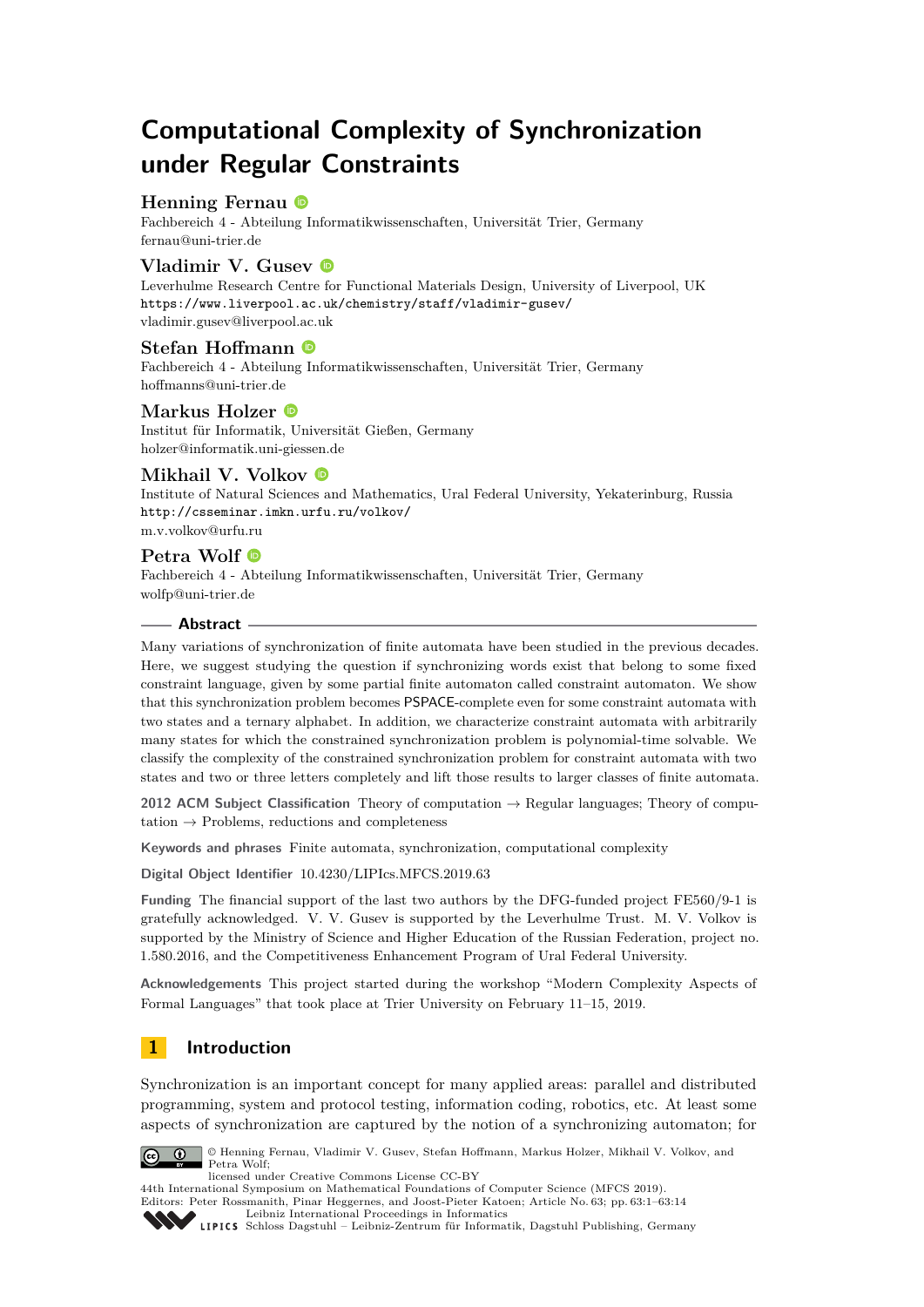# Computational Complexity of Synchronization under Regular Constraints

## Henning Fernau

Fachbereich 4 - Abteilung Informatikwissenschaften, Universität Trier, Germany
fernau@uni-trier.de

## Vladimir V. Gusev

Leverhulme Research Centre for Functional Materials Design, University of Liverpool, UK
https://www.liverpool.ac.uk/chemistry/staff/vladimir-gusev/
vladimir.gusev@liverpool.ac.uk

## Stefan Hoffmann

Fachbereich 4 - Abteilung Informatikwissenschaften, Universität Trier, Germany
hoffmanns@uni-trier.de

## Markus Holzer

Institut für Informatik, Universität Gießen, Germany
holzer@informatik.uni-giessen.de

## Mikhail V. Volkov

Institute of Natural Sciences and Mathematics, Ural Federal University, Yekaterinburg, Russia
http://csseminar.imkn.urfu.ru/volkov/
m.v.volkov@urfu.ru

## Petra Wolf

Fachbereich 4 - Abteilung Informatikwissenschaften, Universität Trier, Germany
wolfp@uni-trier.de

### Abstract

Many variations of synchronization of finite automata have been studied in the previous decades. Here, we suggest studying the question if synchronizing words exist that belong to some fixed constraint language, given by some partial finite automaton called constraint automaton. We show that this synchronization problem becomes PSPACE-complete even for some constraint automata with two states and a ternary alphabet. In addition, we characterize constraint automata with arbitrarily many states for which the constrained synchronization problem is polynomial-time solvable. We classify the complexity of the constrained synchronization problem for constraint automata with two states and two or three letters completely and lift those results to larger classes of finite automata.

**2012 ACM Subject Classification** Theory of computation → Regular languages; Theory of computation → Problems, reductions and completeness

**Keywords and phrases** Finite automata, synchronization, computational complexity

**Digital Object Identifier** 10.4230/LIPIcs.MFCS.2019.63

**Funding** The financial support of the last two authors by the DFG-funded project FE560/9-1 is gratefully acknowledged. V. V. Gusev is supported by the Leverhulme Trust. M. V. Volkov is supported by the Ministry of Science and Higher Education of the Russian Federation, project no. 1.580.2016, and the Competitiveness Enhancement Program of Ural Federal University.

**Acknowledgements** This project started during the workshop "Modern Complexity Aspects of Formal Languages" that took place at Trier University on February 11–15, 2019.

## 1 Introduction

Synchronization is an important concept for many applied areas: parallel and distributed programming, system and protocol testing, information coding, robotics, etc. At least some aspects of synchronization are captured by the notion of a synchronizing automaton; for

© Henning Fernau, Vladimir V. Gusev, Stefan Hoffmann, Markus Holzer, Mikhail V. Volkov, and Petra Wolf;
licensed under Creative Commons License CC-BY
44th International Symposium on Mathematical Foundations of Computer Science (MFCS 2019).
Editors: Peter Rossmanith, Pinar Heggernes, and Joost-Pieter Katoen; Article No. 63; pp. 63:1–63:14
Leibniz International Proceedings in Informatics
Schloss Dagstuhl – Leibniz-Zentrum für Informatik, Dagstuhl Publishing, Germany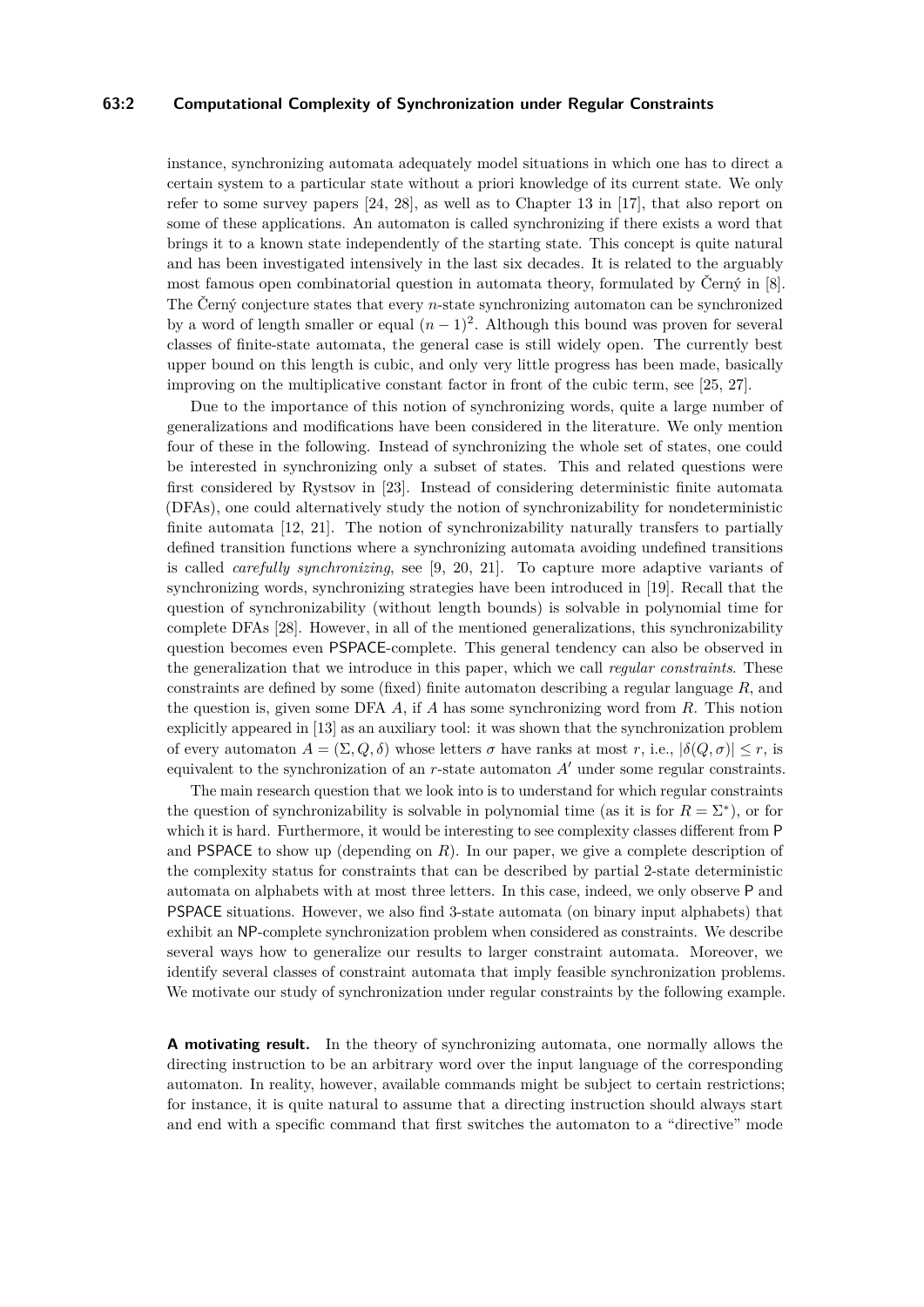instance, synchronizing automata adequately model situations in which one has to direct a certain system to a particular state without a priori knowledge of its current state. We only refer to some survey papers [24, 28], as well as to Chapter 13 in [17], that also report on some of these applications. An automaton is called synchronizing if there exists a word that brings it to a known state independently of the starting state. This concept is quite natural and has been investigated intensively in the last six decades. It is related to the arguably most famous open combinatorial question in automata theory, formulated by Černý in [8]. The Černý conjecture states that every $n$-state synchronizing automaton can be synchronized by a word of length smaller or equal $(n-1)^2$. Although this bound was proven for several classes of finite-state automata, the general case is still widely open. The currently best upper bound on this length is cubic, and only very little progress has been made, basically improving on the multiplicative constant factor in front of the cubic term, see [25, 27].

Due to the importance of this notion of synchronizing words, quite a large number of generalizations and modifications have been considered in the literature. We only mention four of these in the following. Instead of synchronizing the whole set of states, one could be interested in synchronizing only a subset of states. This and related questions were first considered by Rystsov in [23]. Instead of considering deterministic finite automata (DFAs), one could alternatively study the notion of synchronizability for nondeterministic finite automata [12, 21]. The notion of synchronizability naturally transfers to partially defined transition functions where a synchronizing automata avoiding undefined transitions is called *carefully synchronizing*, see [9, 20, 21]. To capture more adaptive variants of synchronizing words, synchronizing strategies have been introduced in [19]. Recall that the question of synchronizability (without length bounds) is solvable in polynomial time for complete DFAs [28]. However, in all of the mentioned generalizations, this synchronizability question becomes even PSPACE-complete. This general tendency can also be observed in the generalization that we introduce in this paper, which we call *regular constraints*. These constraints are defined by some (fixed) finite automaton describing a regular language $R$, and the question is, given some DFA $A$, if $A$ has some synchronizing word from $R$. This notion explicitly appeared in [13] as an auxiliary tool: it was shown that the synchronization problem of every automaton $A = (\Sigma, Q, \delta)$ whose letters $\sigma$ have ranks at most $r$, i.e., $|\delta(Q, \sigma)| \leq r$, is equivalent to the synchronization of an $r$-state automaton $A'$ under some regular constraints.

The main research question that we look into is to understand for which regular constraints the question of synchronizability is solvable in polynomial time (as it is for $R = \Sigma^*$), or for which it is hard. Furthermore, it would be interesting to see complexity classes different from P and PSPACE to show up (depending on $R$). In our paper, we give a complete description of the complexity status for constraints that can be described by partial 2-state deterministic automata on alphabets with at most three letters. In this case, indeed, we only observe P and PSPACE situations. However, we also find 3-state automata (on binary input alphabets) that exhibit an NP-complete synchronization problem when considered as constraints. We describe several ways how to generalize our results to larger constraint automata. Moreover, we identify several classes of constraint automata that imply feasible synchronization problems. We motivate our study of synchronization under regular constraints by the following example.

**A motivating result.** In the theory of synchronizing automata, one normally allows the directing instruction to be an arbitrary word over the input language of the corresponding automaton. In reality, however, available commands might be subject to certain restrictions; for instance, it is quite natural to assume that a directing instruction should always start and end with a specific command that first switches the automaton to a "directive" mode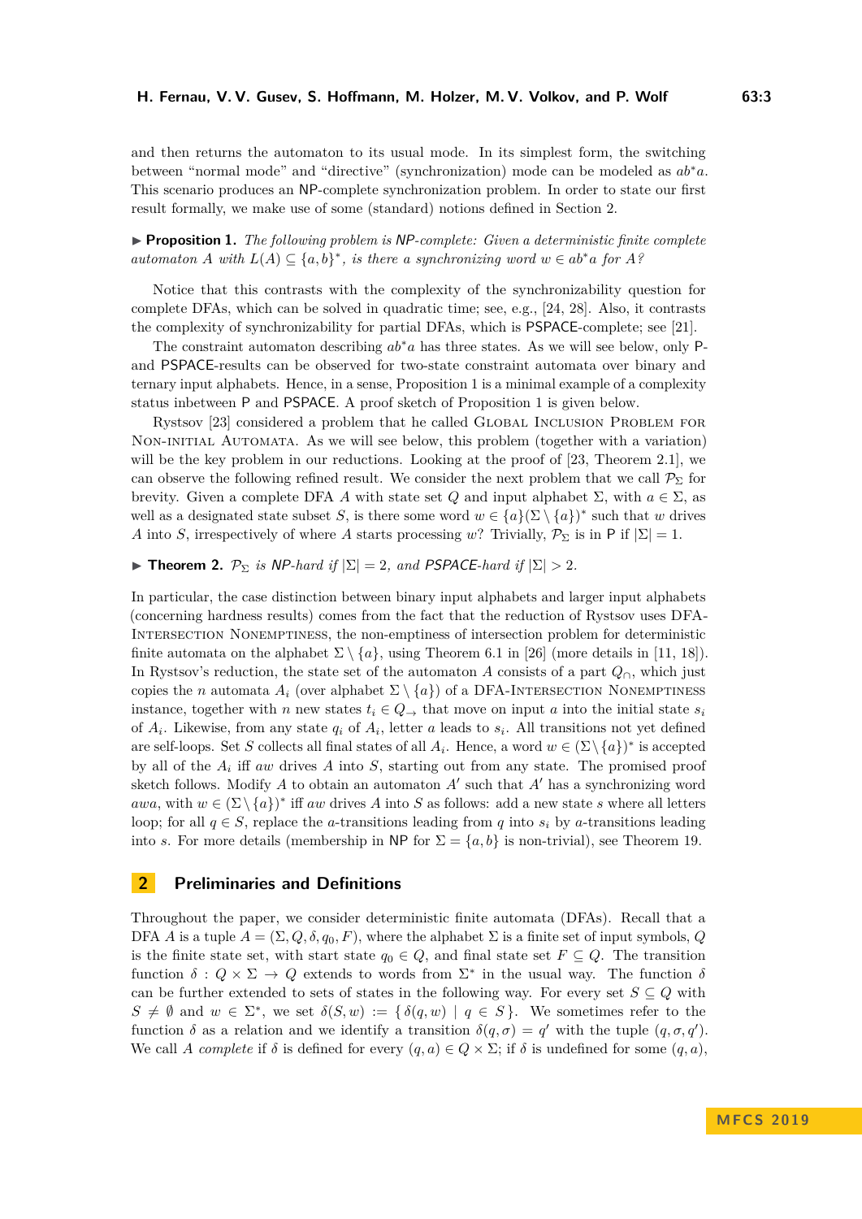and then returns the automaton to its usual mode. In its simplest form, the switching between "normal mode" and "directive" (synchronization) mode can be modeled as $ab^*a$. This scenario produces an NP-complete synchronization problem. In order to state our first result formally, we make use of some (standard) notions defined in Section 2.

▶ **Proposition 1.** *The following problem is NP-complete: Given a deterministic finite complete automaton $A$ with $L(A) \subseteq \{a,b\}^*$, is there a synchronizing word $w \in ab^*a$ for $A$?*

Notice that this contrasts with the complexity of the synchronizability question for complete DFAs, which can be solved in quadratic time; see, e.g., [24, 28]. Also, it contrasts the complexity of synchronizability for partial DFAs, which is PSPACE-complete; see [21].

The constraint automaton describing $ab^*a$ has three states. As we will see below, only P- and PSPACE-results can be observed for two-state constraint automata over binary and ternary input alphabets. Hence, in a sense, Proposition 1 is a minimal example of a complexity status inbetween P and PSPACE. A proof sketch of Proposition 1 is given below.

Rystsov [23] considered a problem that he called Global Inclusion Problem for Non-initial Automata. As we will see below, this problem (together with a variation) will be the key problem in our reductions. Looking at the proof of [23, Theorem 2.1], we can observe the following refined result. We consider the next problem that we call $\mathcal{P}_\Sigma$ for brevity. Given a complete DFA $A$ with state set $Q$ and input alphabet $\Sigma$, with $a \in \Sigma$, as well as a designated state subset $S$, is there some word $w \in \{a\}(\Sigma \setminus \{a\})^*$ such that $w$ drives $A$ into $S$, irrespectively of where $A$ starts processing $w$? Trivially, $\mathcal{P}_\Sigma$ is in P if $|\Sigma| = 1$.

▶ **Theorem 2.** *$\mathcal{P}_\Sigma$ is NP-hard if $|\Sigma| = 2$, and PSPACE-hard if $|\Sigma| > 2$.*

In particular, the case distinction between binary input alphabets and larger input alphabets (concerning hardness results) comes from the fact that the reduction of Rystsov uses DFA-Intersection Nonemptiness, the non-emptiness of intersection problem for deterministic finite automata on the alphabet $\Sigma \setminus \{a\}$, using Theorem 6.1 in [26] (more details in [11, 18]). In Rystsov's reduction, the state set of the automaton $A$ consists of a part $Q_\cap$, which just copies the $n$ automata $A_i$ (over alphabet $\Sigma \setminus \{a\}$) of a DFA-Intersection Nonemptiness instance, together with $n$ new states $t_i \in Q_\rightarrow$ that move on input $a$ into the initial state $s_i$ of $A_i$. Likewise, from any state $q_i$ of $A_i$, letter $a$ leads to $s_i$. All transitions not yet defined are self-loops. Set $S$ collects all final states of all $A_i$. Hence, a word $w \in (\Sigma \setminus \{a\})^*$ is accepted by all of the $A_i$ iff $aw$ drives $A$ into $S$, starting out from any state. The promised proof sketch follows. Modify $A$ to obtain an automaton $A'$ such that $A'$ has a synchronizing word $awa$, with $w \in (\Sigma \setminus \{a\})^*$ iff $aw$ drives $A$ into $S$ as follows: add a new state $s$ where all letters loop; for all $q \in S$, replace the $a$-transitions leading from $q$ into $s_i$ by $a$-transitions leading into $s$. For more details (membership in NP for $\Sigma = \{a,b\}$ is non-trivial), see Theorem 19.

## 2 Preliminaries and Definitions

Throughout the paper, we consider deterministic finite automata (DFAs). Recall that a DFA $A$ is a tuple $A = (\Sigma, Q, \delta, q_0, F)$, where the alphabet $\Sigma$ is a finite set of input symbols, $Q$ is the finite state set, with start state $q_0 \in Q$, and final state set $F \subseteq Q$. The transition function $\delta : Q \times \Sigma \to Q$ extends to words from $\Sigma^*$ in the usual way. The function $\delta$ can be further extended to sets of states in the following way. For every set $S \subseteq Q$ with $S \neq \emptyset$ and $w \in \Sigma^*$, we set $\delta(S, w) := \{\, \delta(q, w) \mid q \in S \,\}$. We sometimes refer to the function $\delta$ as a relation and we identify a transition $\delta(q, \sigma) = q'$ with the tuple $(q, \sigma, q')$. We call $A$ *complete* if $\delta$ is defined for every $(q, a) \in Q \times \Sigma$; if $\delta$ is undefined for some $(q, a)$,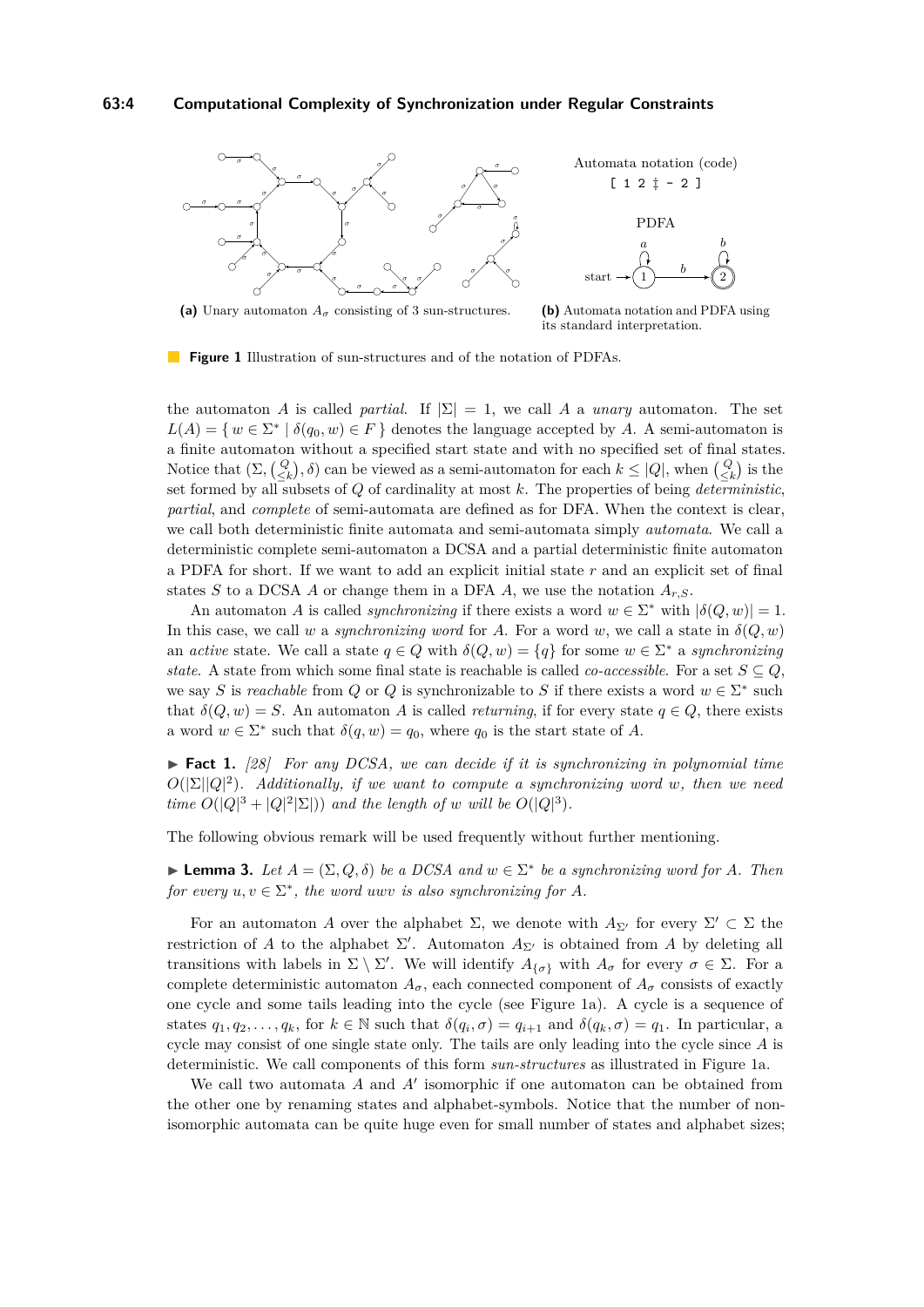Automata notation (code)

[ 1 2 ‡ - 2 ]

PDFA

start

(a) Unary automaton $A_\sigma$ consisting of 3 sun-structures.

(b) Automata notation and PDFA using its standard interpretation.

**Figure 1** Illustration of sun-structures and of the notation of PDFAs.

the automaton $A$ is called *partial*. If $|\Sigma| = 1$, we call $A$ a *unary* automaton. The set $L(A) = \{ w \in \Sigma^* \mid \delta(q_0, w) \in F \}$ denotes the language accepted by $A$. A semi-automaton is a finite automaton without a specified start state and with no specified set of final states. Notice that $(\Sigma, \binom{Q}{\leq k}, \delta)$ can be viewed as a semi-automaton for each $k \leq |Q|$, when $\binom{Q}{\leq k}$ is the set formed by all subsets of $Q$ of cardinality at most $k$. The properties of being *deterministic*, *partial*, and *complete* of semi-automata are defined as for DFA. When the context is clear, we call both deterministic finite automata and semi-automata simply *automata*. We call a deterministic complete semi-automaton a DCSA and a partial deterministic finite automaton a PDFA for short. If we want to add an explicit initial state $r$ and an explicit set of final states $S$ to a DCSA $A$ or change them in a DFA $A$, we use the notation $A_{r,S}$.

An automaton $A$ is called *synchronizing* if there exists a word $w \in \Sigma^*$ with $|\delta(Q, w)| = 1$. In this case, we call $w$ a *synchronizing word* for $A$. For a word $w$, we call a state in $\delta(Q, w)$ an *active* state. We call a state $q \in Q$ with $\delta(Q, w) = \{q\}$ for some $w \in \Sigma^*$ a *synchronizing state*. A state from which some final state is reachable is called *co-accessible*. For a set $S \subseteq Q$, we say $S$ is *reachable* from $Q$ or $Q$ is synchronizable to $S$ if there exists a word $w \in \Sigma^*$ such that $\delta(Q, w) = S$. An automaton $A$ is called *returning*, if for every state $q \in Q$, there exists a word $w \in \Sigma^*$ such that $\delta(q, w) = q_0$, where $q_0$ is the start state of $A$.

▶ **Fact 1.** *[28] For any DCSA, we can decide if it is synchronizing in polynomial time $O(|\Sigma||Q|^2)$. Additionally, if we want to compute a synchronizing word $w$, then we need time $O(|Q|^3 + |Q|^2|\Sigma|)$ and the length of $w$ will be $O(|Q|^3)$.*

The following obvious remark will be used frequently without further mentioning.

▶ **Lemma 3.** *Let $A = (\Sigma, Q, \delta)$ be a DCSA and $w \in \Sigma^*$ be a synchronizing word for $A$. Then for every $u, v \in \Sigma^*$, the word $uwv$ is also synchronizing for $A$.*

For an automaton $A$ over the alphabet $\Sigma$, we denote with $A_{\Sigma'}$ for every $\Sigma' \subset \Sigma$ the restriction of $A$ to the alphabet $\Sigma'$. Automaton $A_{\Sigma'}$ is obtained from $A$ by deleting all transitions with labels in $\Sigma \setminus \Sigma'$. We will identify $A_{\{\sigma\}}$ with $A_\sigma$ for every $\sigma \in \Sigma$. For a complete deterministic automaton $A_\sigma$, each connected component of $A_\sigma$ consists of exactly one cycle and some tails leading into the cycle (see Figure 1a). A cycle is a sequence of states $q_1, q_2, \ldots, q_k$, for $k \in \mathbb{N}$ such that $\delta(q_i, \sigma) = q_{i+1}$ and $\delta(q_k, \sigma) = q_1$. In particular, a cycle may consist of one single state only. The tails are only leading into the cycle since $A$ is deterministic. We call components of this form *sun-structures* as illustrated in Figure 1a.

We call two automata $A$ and $A'$ isomorphic if one automaton can be obtained from the other one by renaming states and alphabet-symbols. Notice that the number of non-isomorphic automata can be quite huge even for small number of states and alphabet sizes;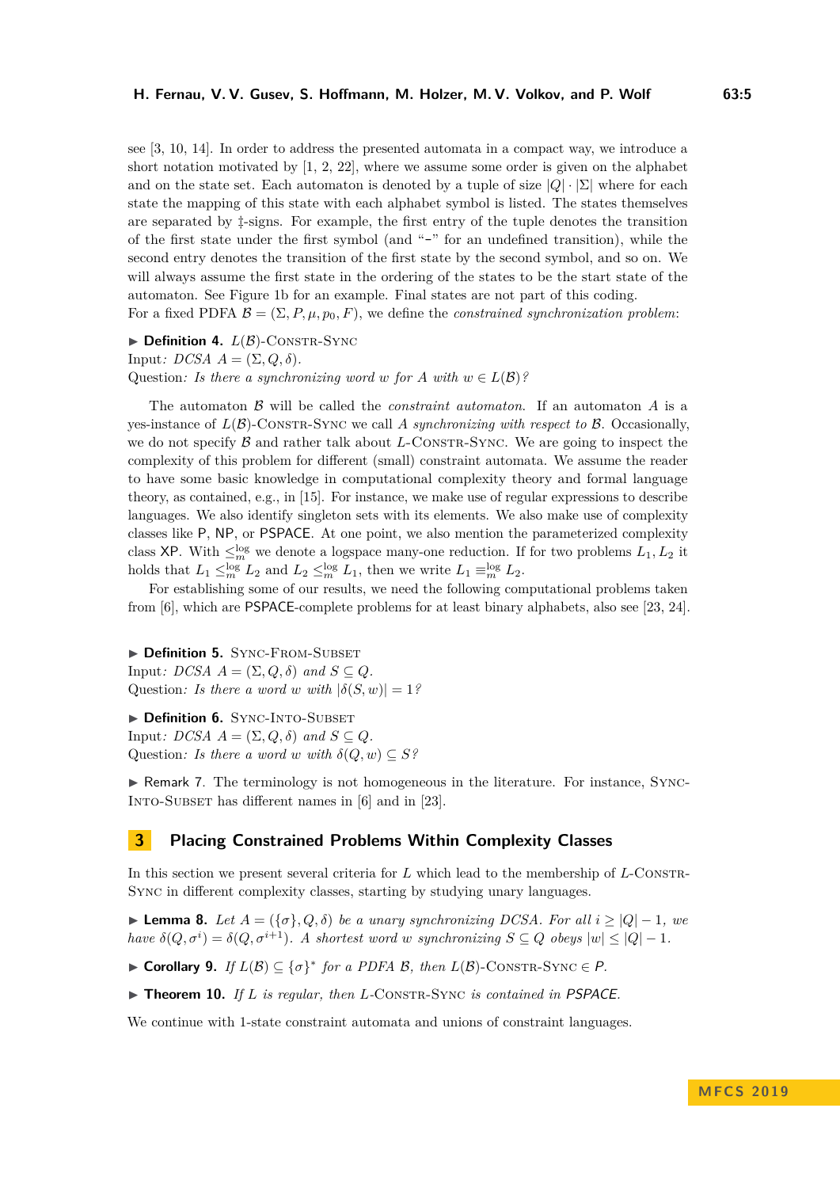see [3, 10, 14]. In order to address the presented automata in a compact way, we introduce a short notation motivated by [1, 2, 22], where we assume some order is given on the alphabet and on the state set. Each automaton is denoted by a tuple of size $|Q| \cdot |\Sigma|$ where for each state the mapping of this state with each alphabet symbol is listed. The states themselves are separated by ‡-signs. For example, the first entry of the tuple denotes the transition of the first state under the first symbol (and "–" for an undefined transition), while the second entry denotes the transition of the first state by the second symbol, and so on. We will always assume the first state in the ordering of the states to be the start state of the automaton. See Figure 1b for an example. Final states are not part of this coding.

For a fixed PDFA $\mathcal{B} = (\Sigma, P, \mu, p_0, F)$, we define the *constrained synchronization problem*:

▶ **Definition 4.** $L(\mathcal{B})$-Constr-Sync
Input*: DCSA $A = (\Sigma, Q, \delta)$.*
Question*: Is there a synchronizing word $w$ for $A$ with $w \in L(\mathcal{B})$?*

The automaton $\mathcal{B}$ will be called the *constraint automaton*. If an automaton $A$ is a yes-instance of $L(\mathcal{B})$-Constr-Sync we call $A$ *synchronizing with respect to* $\mathcal{B}$. Occasionally, we do not specify $\mathcal{B}$ and rather talk about $L$-Constr-Sync. We are going to inspect the complexity of this problem for different (small) constraint automata. We assume the reader to have some basic knowledge in computational complexity theory and formal language theory, as contained, e.g., in [15]. For instance, we make use of regular expressions to describe languages. We also identify singleton sets with its elements. We also make use of complexity classes like P, NP, or PSPACE. At one point, we also mention the parameterized complexity class XP. With $\leq_m^{\log}$ we denote a logspace many-one reduction. If for two problems $L_1, L_2$ it holds that $L_1 \leq_m^{\log} L_2$ and $L_2 \leq_m^{\log} L_1$, then we write $L_1 \equiv_m^{\log} L_2$.

For establishing some of our results, we need the following computational problems taken from [6], which are PSPACE-complete problems for at least binary alphabets, also see [23, 24].

▶ **Definition 5.** Sync-From-Subset
Input*: DCSA $A = (\Sigma, Q, \delta)$ and $S \subseteq Q$.*
Question*: Is there a word $w$ with $|\delta(S, w)| = 1$?*

▶ **Definition 6.** Sync-Into-Subset
Input*: DCSA $A = (\Sigma, Q, \delta)$ and $S \subseteq Q$.*
Question*: Is there a word $w$ with $\delta(Q, w) \subseteq S$?*

▶ Remark 7. The terminology is not homogeneous in the literature. For instance, Sync-Into-Subset has different names in [6] and in [23].

## 3 Placing Constrained Problems Within Complexity Classes

In this section we present several criteria for $L$ which lead to the membership of $L$-Constr-Sync in different complexity classes, starting by studying unary languages.

▶ **Lemma 8.** *Let $A = (\{\sigma\}, Q, \delta)$ be a unary synchronizing DCSA. For all $i \geq |Q| - 1$, we have $\delta(Q, \sigma^i) = \delta(Q, \sigma^{i+1})$. A shortest word $w$ synchronizing $S \subseteq Q$ obeys $|w| \leq |Q| - 1$.*

▶ **Corollary 9.** *If $L(\mathcal{B}) \subseteq \{\sigma\}^*$ for a PDFA $\mathcal{B}$, then $L(\mathcal{B})$-Constr-Sync $\in$ P.*

▶ **Theorem 10.** *If $L$ is regular, then $L$-Constr-Sync is contained in PSPACE.*

We continue with 1-state constraint automata and unions of constraint languages.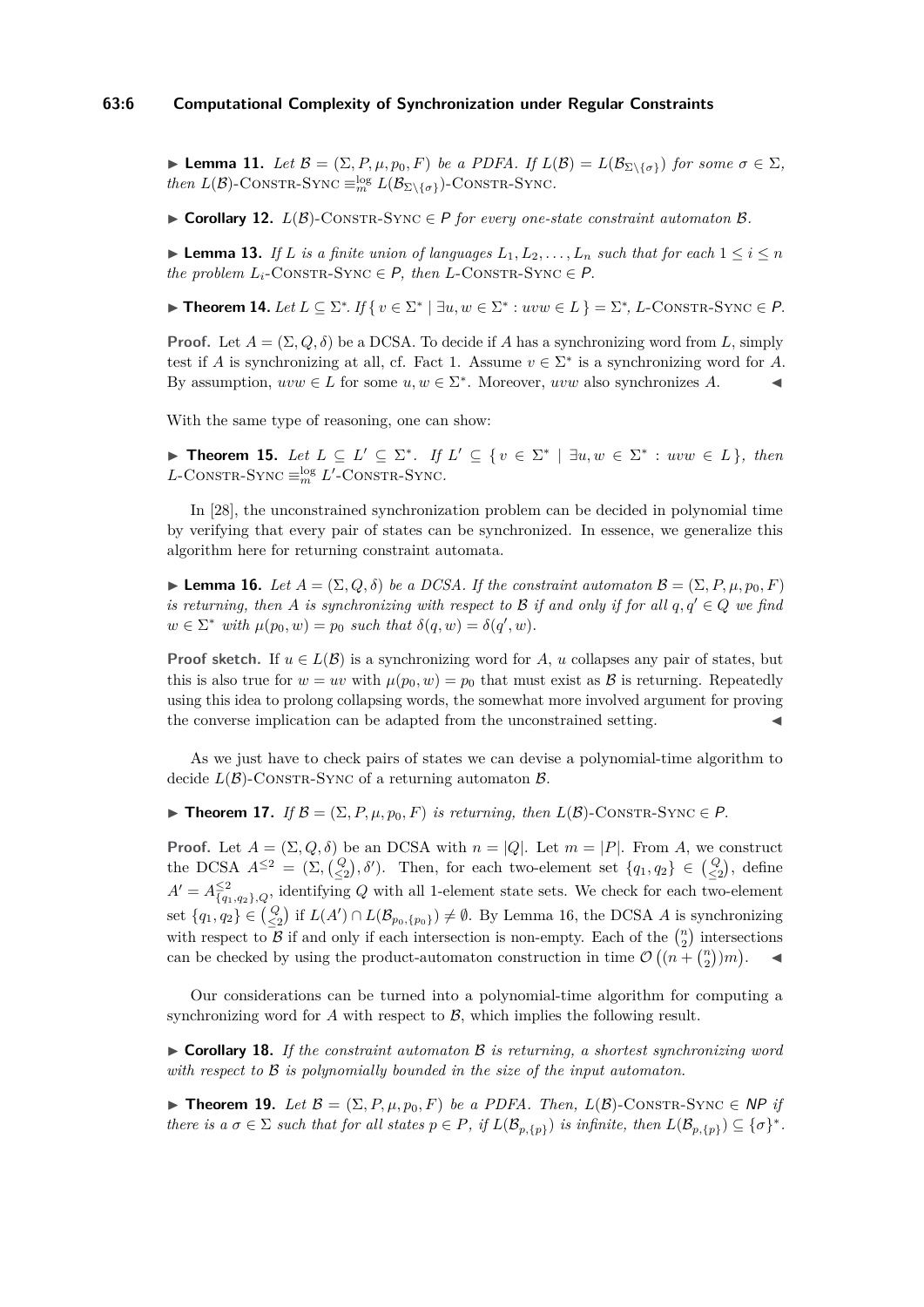▶ **Lemma 11.** *Let $\mathcal{B} = (\Sigma, P, \mu, p_0, F)$ be a PDFA. If $L(\mathcal{B}) = L(\mathcal{B}_{\Sigma\setminus\{\sigma\}})$ for some $\sigma \in \Sigma$, then $L(\mathcal{B})$-*Constr-Sync *$\equiv_m^{\log}$ $L(\mathcal{B}_{\Sigma\setminus\{\sigma\}})$-*Constr-Sync.

▶ **Corollary 12.** *$L(\mathcal{B})$-*Constr-Sync *$\in$ P for every one-state constraint automaton $\mathcal{B}$.*

▶ **Lemma 13.** *If $L$ is a finite union of languages $L_1, L_2, \ldots, L_n$ such that for each $1 \leq i \leq n$ the problem $L_i$-*Constr-Sync *$\in$ P, then $L$-*Constr-Sync *$\in$ P.*

▶ **Theorem 14.** *Let $L \subseteq \Sigma^*$. If $\{ v \in \Sigma^* \mid \exists u, w \in \Sigma^* : uvw \in L \} = \Sigma^*$, $L$-*Constr-Sync *$\in$ P.*

**Proof.** Let $A = (\Sigma, Q, \delta)$ be a DCSA. To decide if $A$ has a synchronizing word from $L$, simply test if $A$ is synchronizing at all, cf. Fact 1. Assume $v \in \Sigma^*$ is a synchronizing word for $A$. By assumption, $uvw \in L$ for some $u, w \in \Sigma^*$. Moreover, $uvw$ also synchronizes $A$. ◀

With the same type of reasoning, one can show:

▶ **Theorem 15.** *Let $L \subseteq L' \subseteq \Sigma^*$. If $L' \subseteq \{ v \in \Sigma^* \mid \exists u, w \in \Sigma^* : uvw \in L \}$, then $L$-*Constr-Sync *$\equiv_m^{\log}$ $L'$-*Constr-Sync.

In [28], the unconstrained synchronization problem can be decided in polynomial time by verifying that every pair of states can be synchronized. In essence, we generalize this algorithm here for returning constraint automata.

▶ **Lemma 16.** *Let $A = (\Sigma, Q, \delta)$ be a DCSA. If the constraint automaton $\mathcal{B} = (\Sigma, P, \mu, p_0, F)$ is returning, then $A$ is synchronizing with respect to $\mathcal{B}$ if and only if for all $q, q' \in Q$ we find $w \in \Sigma^*$ with $\mu(p_0, w) = p_0$ such that $\delta(q, w) = \delta(q', w)$.*

**Proof sketch.** If $u \in L(\mathcal{B})$ is a synchronizing word for $A$, $u$ collapses any pair of states, but this is also true for $w = uv$ with $\mu(p_0, w) = p_0$ that must exist as $\mathcal{B}$ is returning. Repeatedly using this idea to prolong collapsing words, the somewhat more involved argument for proving the converse implication can be adapted from the unconstrained setting. ◀

As we just have to check pairs of states we can devise a polynomial-time algorithm to decide $L(\mathcal{B})$-Constr-Sync of a returning automaton $\mathcal{B}$.

▶ **Theorem 17.** *If $\mathcal{B} = (\Sigma, P, \mu, p_0, F)$ is returning, then $L(\mathcal{B})$-*Constr-Sync *$\in$ P.*

**Proof.** Let $A = (\Sigma, Q, \delta)$ be an DCSA with $n = |Q|$. Let $m = |P|$. From $A$, we construct the DCSA $A^{\leq 2} = (\Sigma, \binom{Q}{\leq 2}, \delta')$. Then, for each two-element set $\{q_1, q_2\} \in \binom{Q}{\leq 2}$, define $A' = A^{\leq 2}_{\{q_1,q_2\},Q}$, identifying $Q$ with all 1-element state sets. We check for each two-element set $\{q_1, q_2\} \in \binom{Q}{\leq 2}$ if $L(A') \cap L(\mathcal{B}_{p_0,\{p_0\}}) \neq \emptyset$. By Lemma 16, the DCSA $A$ is synchronizing with respect to $\mathcal{B}$ if and only if each intersection is non-empty. Each of the $\binom{n}{2}$ intersections can be checked by using the product-automaton construction in time $\mathcal{O}\left((n + \binom{n}{2})m\right)$. ◀

Our considerations can be turned into a polynomial-time algorithm for computing a synchronizing word for $A$ with respect to $\mathcal{B}$, which implies the following result.

▶ **Corollary 18.** *If the constraint automaton $\mathcal{B}$ is returning, a shortest synchronizing word with respect to $\mathcal{B}$ is polynomially bounded in the size of the input automaton.*

▶ **Theorem 19.** *Let $\mathcal{B} = (\Sigma, P, \mu, p_0, F)$ be a PDFA. Then, $L(\mathcal{B})$-*Constr-Sync *$\in$ NP if there is a $\sigma \in \Sigma$ such that for all states $p \in P$, if $L(\mathcal{B}_{p,\{p\}})$ is infinite, then $L(\mathcal{B}_{p,\{p\}}) \subseteq \{\sigma\}^*$.*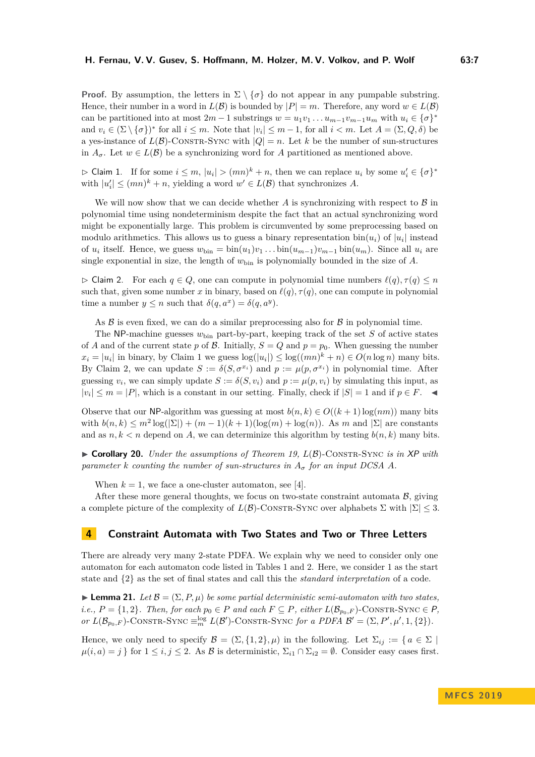**Proof.** By assumption, the letters in $\Sigma \setminus \{\sigma\}$ do not appear in any pumpable substring. Hence, their number in a word in $L(\mathcal{B})$ is bounded by $|P| = m$. Therefore, any word $w \in L(\mathcal{B})$ can be partitioned into at most $2m-1$ substrings $w = u_1 v_1 \ldots u_{m-1} v_{m-1} u_m$ with $u_i \in \{\sigma\}^*$ and $v_i \in (\Sigma \setminus \{\sigma\})^*$ for all $i \leq m$. Note that $|v_i| \leq m-1$, for all $i < m$. Let $A = (\Sigma, Q, \delta)$ be a yes-instance of $L(\mathcal{B})$-Constr-Sync with $|Q| = n$. Let $k$ be the number of sun-structures in $A_\sigma$. Let $w \in L(\mathcal{B})$ be a synchronizing word for $A$ partitioned as mentioned above.

▷ Claim 1. If for some $i \leq m$, $|u_i| > (mn)^k + n$, then we can replace $u_i$ by some $u_i' \in \{\sigma\}^*$ with $|u_i'| \leq (mn)^k + n$, yielding a word $w' \in L(\mathcal{B})$ that synchronizes $A$.

We will now show that we can decide whether $A$ is synchronizing with respect to $\mathcal{B}$ in polynomial time using nondeterminism despite the fact that an actual synchronizing word might be exponentially large. This problem is circumvented by some preprocessing based on modulo arithmetics. This allows us to guess a binary representation $\mathrm{bin}(u_i)$ of $|u_i|$ instead of $u_i$ itself. Hence, we guess $w_{\mathrm{bin}} = \mathrm{bin}(u_1)v_1 \ldots \mathrm{bin}(u_{m-1})v_{m-1}\,\mathrm{bin}(u_m)$. Since all $u_i$ are single exponential in size, the length of $w_{\mathrm{bin}}$ is polynomially bounded in the size of $A$.

▷ Claim 2. For each $q \in Q$, one can compute in polynomial time numbers $\ell(q), \tau(q) \leq n$ such that, given some number $x$ in binary, based on $\ell(q), \tau(q)$, one can compute in polynomial time a number $y \leq n$ such that $\delta(q, a^x) = \delta(q, a^y)$.

As $\mathcal{B}$ is even fixed, we can do a similar preprocessing also for $\mathcal{B}$ in polynomial time.

The NP-machine guesses $w_{\mathrm{bin}}$ part-by-part, keeping track of the set $S$ of active states of $A$ and of the current state $p$ of $\mathcal{B}$. Initially, $S = Q$ and $p = p_0$. When guessing the number $x_i = |u_i|$ in binary, by Claim 1 we guess $\log(|u_i|) \leq \log((mn)^k + n) \in O(n \log n)$ many bits. By Claim 2, we can update $S := \delta(S, \sigma^{x_i})$ and $p := \mu(p, \sigma^{x_i})$ in polynomial time. After guessing $v_i$, we can simply update $S := \delta(S, v_i)$ and $p := \mu(p, v_i)$ by simulating this input, as $|v_i| \leq m = |P|$, which is a constant in our setting. Finally, check if $|S| = 1$ and if $p \in F$. ◀

Observe that our NP-algorithm was guessing at most $b(n,k) \in O((k+1)\log(nm))$ many bits with $b(n,k) \leq m^2 \log(|\Sigma|) + (m-1)(k+1)(\log(m) + \log(n))$. As $m$ and $|\Sigma|$ are constants and as $n, k < n$ depend on $A$, we can determinize this algorithm by testing $b(n,k)$ many bits.

▶ **Corollary 20.** *Under the assumptions of Theorem 19, $L(\mathcal{B})$-*Constr-Sync *is in XP with parameter $k$ counting the number of sun-structures in $A_\sigma$ for an input DCSA $A$.*

When $k = 1$, we face a one-cluster automaton, see [4].

After these more general thoughts, we focus on two-state constraint automata $\mathcal{B}$, giving a complete picture of the complexity of $L(\mathcal{B})$-Constr-Sync over alphabets $\Sigma$ with $|\Sigma| \leq 3$.

## 4 Constraint Automata with Two States and Two or Three Letters

There are already very many 2-state PDFA. We explain why we need to consider only one automaton for each automaton code listed in Tables 1 and 2. Here, we consider 1 as the start state and $\{2\}$ as the set of final states and call this the *standard interpretation* of a code.

▶ **Lemma 21.** *Let $\mathcal{B} = (\Sigma, P, \mu)$ be some partial deterministic semi-automaton with two states, i.e., $P = \{1, 2\}$. Then, for each $p_0 \in P$ and each $F \subseteq P$, either $L(\mathcal{B}_{p_0,F})$-*Constr-Sync *$\in$ P, or $L(\mathcal{B}_{p_0,F})$-*Constr-Sync *$\equiv_m^{\log} L(\mathcal{B}')$-*Constr-Sync *for a PDFA $\mathcal{B}' = (\Sigma, P', \mu', 1, \{2\})$.*

Hence, we only need to specify $\mathcal{B} = (\Sigma, \{1, 2\}, \mu)$ in the following. Let $\Sigma_{ij} := \{\, a \in \Sigma \mid \mu(i, a) = j \,\}$ for $1 \leq i, j \leq 2$. As $\mathcal{B}$ is deterministic, $\Sigma_{i1} \cap \Sigma_{i2} = \emptyset$. Consider easy cases first.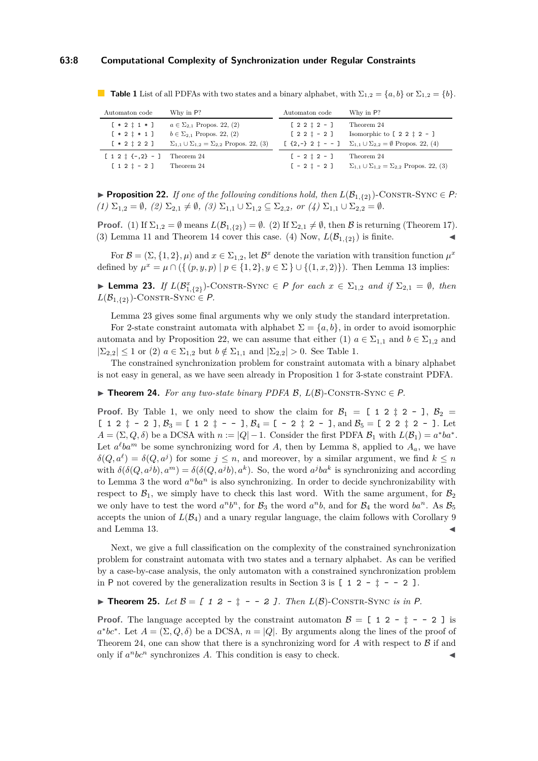**Table 1** List of all PDFAs with two states and a binary alphabet, with $\Sigma_{1,2} = \{a, b\}$ or $\Sigma_{1,2} = \{b\}$.

| Automaton code | Why in P? | Automaton code | Why in P? |
|---|---|---|---|
| `[ * 2 ‡ 1 * ]` | $a \in \Sigma_{2,1}$ Propos. 22, (2) | `[ 2 2 ‡ 2 - ]` | Theorem 24 |
| `[ * 2 ‡ * 1 ]` | $b \in \Sigma_{2,1}$ Propos. 22, (2) | `[ 2 2 ‡ - 2 ]` | Isomorphic to `[ 2 2 ‡ 2 - ]` |
| `[ * 2 ‡ 2 2 ]` | $\Sigma_{1,1} \cup \Sigma_{1,2} = \Sigma_{2,2}$ Propos. 22, (3) | `[ {2,-} 2 ‡ - - ]` | $\Sigma_{1,1} \cup \Sigma_{2,2} = \emptyset$ Propos. 22, (4) |
| `[ 1 2 ‡ {-,2} - ]` | Theorem 24 | `[ - 2 ‡ 2 - ]` | Theorem 24 |
| `[ 1 2 ‡ - 2 ]` | Theorem 24 | `[ - 2 ‡ - 2 ]` | $\Sigma_{1,1} \cup \Sigma_{1,2} = \Sigma_{2,2}$ Propos. 22, (3) |

▶ **Proposition 22.** *If one of the following conditions hold, then $L(\mathcal{B}_{1,\{2\}})$-*Constr-Sync *$\in$ P: (1) $\Sigma_{1,2} = \emptyset$, (2) $\Sigma_{2,1} \neq \emptyset$, (3) $\Sigma_{1,1} \cup \Sigma_{1,2} \subseteq \Sigma_{2,2}$, or (4) $\Sigma_{1,1} \cup \Sigma_{2,2} = \emptyset$.*

**Proof.** (1) If $\Sigma_{1,2} = \emptyset$ means $L(\mathcal{B}_{1,\{2\}}) = \emptyset$. (2) If $\Sigma_{2,1} \neq \emptyset$, then $\mathcal{B}$ is returning (Theorem 17). (3) Lemma 11 and Theorem 14 cover this case. (4) Now, $L(\mathcal{B}_{1,\{2\}})$ is finite. ◀

For $\mathcal{B} = (\Sigma, \{1, 2\}, \mu)$ and $x \in \Sigma_{1,2}$, let $\mathcal{B}^x$ denote the variation with transition function $\mu^x$ defined by $\mu^x = \mu \cap (\{ (p, y, p) \mid p \in \{1, 2\}, y \in \Sigma \} \cup \{(1, x, 2)\})$. Then Lemma 13 implies:

▶ **Lemma 23.** *If $L(\mathcal{B}^x_{1,\{2\}})$-*Constr-Sync *$\in$ P for each $x \in \Sigma_{1,2}$ and if $\Sigma_{2,1} = \emptyset$, then $L(\mathcal{B}_{1,\{2\}})$-*Constr-Sync *$\in$ P.*

Lemma 23 gives some final arguments why we only study the standard interpretation.

For 2-state constraint automata with alphabet $\Sigma = \{a, b\}$, in order to avoid isomorphic automata and by Proposition 22, we can assume that either (1) $a \in \Sigma_{1,1}$ and $b \in \Sigma_{1,2}$ and $|\Sigma_{2,2}| \leq 1$ or (2) $a \in \Sigma_{1,2}$ but $b \notin \Sigma_{1,1}$ and $|\Sigma_{2,2}| > 0$. See Table 1.

The constrained synchronization problem for constraint automata with a binary alphabet is not easy in general, as we have seen already in Proposition 1 for 3-state constraint PDFA.

▶ **Theorem 24.** *For any two-state binary PDFA $\mathcal{B}$, $L(\mathcal{B})$-*Constr-Sync *$\in$ P.*

**Proof.** By Table 1, we only need to show the claim for $\mathcal{B}_1$ = `[ 1 2 ‡ 2 - ]`, $\mathcal{B}_2$ = `[ 1 2 ‡ - 2 ]`, $\mathcal{B}_3$ = `[ 1 2 ‡ - - ]`, $\mathcal{B}_4$ = `[ - 2 ‡ 2 - ]`, and $\mathcal{B}_5$ = `[ 2 2 ‡ 2 - ]`. Let $A = (\Sigma, Q, \delta)$ be a DCSA with $n := |Q| - 1$. Consider the first PDFA $\mathcal{B}_1$ with $L(\mathcal{B}_1) = a^*ba^*$. Let $a^\ell ba^m$ be some synchronizing word for $A$, then by Lemma 8, applied to $A_a$, we have $\delta(Q, a^\ell) = \delta(Q, a^j)$ for some $j \leq n$, and moreover, by a similar argument, we find $k \leq n$ with $\delta(\delta(Q, a^j b), a^m) = \delta(\delta(Q, a^j b), a^k)$. So, the word $a^j ba^k$ is synchronizing and according to Lemma 3 the word $a^n ba^n$ is also synchronizing. In order to decide synchronizability with respect to $\mathcal{B}_1$, we simply have to check this last word. With the same argument, for $\mathcal{B}_2$ we only have to test the word $a^n b^n$, for $\mathcal{B}_3$ the word $a^n b$, and for $\mathcal{B}_4$ the word $ba^n$. As $\mathcal{B}_5$ accepts the union of $L(\mathcal{B}_4)$ and a unary regular language, the claim follows with Corollary 9 and Lemma 13. ◀

Next, we give a full classification on the complexity of the constrained synchronization problem for constraint automata with two states and a ternary alphabet. As can be verified by a case-by-case analysis, the only automaton with a constrained synchronization problem in P not covered by the generalization results in Section 3 is `[ 1 2 - ‡ - - 2 ]`.

▶ **Theorem 25.** *Let $\mathcal{B}$ = `[ 1 2 - ‡ - - 2 ]`. Then $L(\mathcal{B})$-*Constr-Sync *is in P.*

**Proof.** The language accepted by the constraint automaton $\mathcal{B}$ = `[ 1 2 - ‡ - - 2 ]` is $a^*bc^*$. Let $A = (\Sigma, Q, \delta)$ be a DCSA, $n = |Q|$. By arguments along the lines of the proof of Theorem 24, one can show that there is a synchronizing word for $A$ with respect to $\mathcal{B}$ if and only if $a^n bc^n$ synchronizes $A$. This condition is easy to check. ◀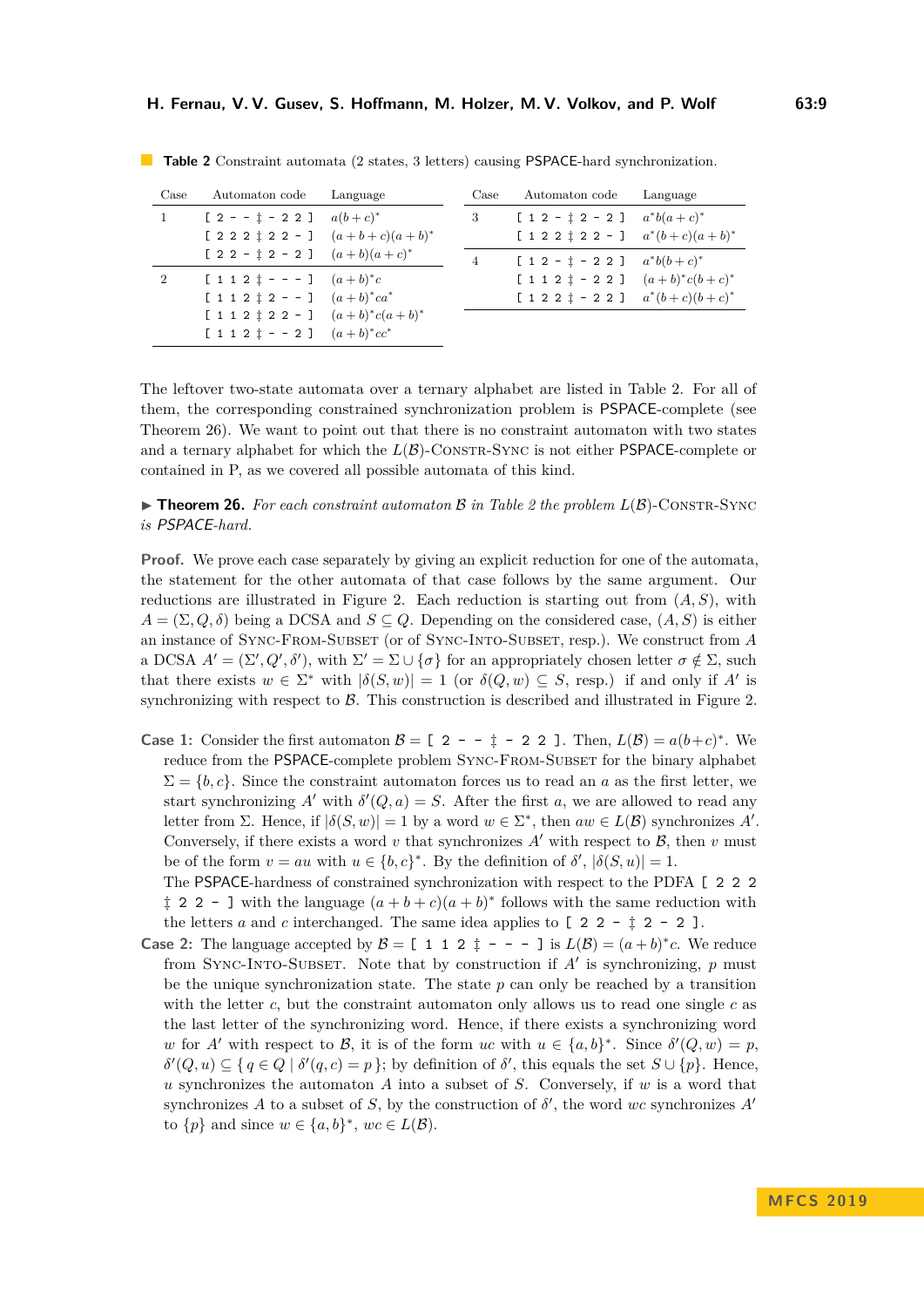**Table 2** Constraint automata (2 states, 3 letters) causing PSPACE-hard synchronization.

| Case | Automaton code | Language |
|---|---|---|
| 1 | `[ 2 - - ‡ - 2 2 ]` | $a(b+c)^*$ |
| | `[ 2 2 2 ‡ 2 2 - ]` | $(a+b+c)(a+b)^*$ |
| | `[ 2 2 - ‡ 2 - 2 ]` | $(a+b)(a+c)^*$ |
| 2 | `[ 1 1 2 ‡ - - - ]` | $(a+b)^*c$ |
| | `[ 1 1 2 ‡ 2 - - ]` | $(a+b)^*ca^*$ |
| | `[ 1 1 2 ‡ 2 2 - ]` | $(a+b)^*c(a+b)^*$ |
| | `[ 1 1 2 ‡ - - 2 ]` | $(a+b)^*cc^*$ |
| 3 | `[ 1 2 - ‡ 2 - 2 ]` | $a^*b(a+c)^*$ |
| | `[ 1 2 2 ‡ 2 2 - ]` | $a^*(b+c)(a+b)^*$ |
| 4 | `[ 1 2 - ‡ - 2 2 ]` | $a^*b(b+c)^*$ |
| | `[ 1 1 2 ‡ - 2 2 ]` | $(a+b)^*c(b+c)^*$ |
| | `[ 1 2 2 ‡ - 2 2 ]` | $a^*(b+c)(b+c)^*$ |

The leftover two-state automata over a ternary alphabet are listed in Table 2. For all of them, the corresponding constrained synchronization problem is PSPACE-complete (see Theorem 26). We want to point out that there is no constraint automaton with two states and a ternary alphabet for which the $L(\mathcal{B})$-Constr-Sync is not either PSPACE-complete or contained in P, as we covered all possible automata of this kind.

▶ **Theorem 26.** *For each constraint automaton $\mathcal{B}$ in Table 2 the problem $L(\mathcal{B})$-Constr-Sync is PSPACE-hard.*

**Proof.** We prove each case separately by giving an explicit reduction for one of the automata, the statement for the other automata of that case follows by the same argument. Our reductions are illustrated in Figure 2. Each reduction is starting out from $(A, S)$, with $A = (\Sigma, Q, \delta)$ being a DCSA and $S \subseteq Q$. Depending on the considered case, $(A, S)$ is either an instance of Sync-From-Subset (or of Sync-Into-Subset, resp.). We construct from $A$ a DCSA $A' = (\Sigma', Q', \delta')$, with $\Sigma' = \Sigma \cup \{\sigma\}$ for an appropriately chosen letter $\sigma \notin \Sigma$, such that there exists $w \in \Sigma^*$ with $|\delta(S, w)| = 1$ (or $\delta(Q, w) \subseteq S$, resp.) if and only if $A'$ is synchronizing with respect to $\mathcal{B}$. This construction is described and illustrated in Figure 2.

**Case 1:** Consider the first automaton $\mathcal{B} =$ `[ 2 - - ‡ - 2 2 ]`. Then, $L(\mathcal{B}) = a(b+c)^*$. We reduce from the PSPACE-complete problem Sync-From-Subset for the binary alphabet $\Sigma = \{b, c\}$. Since the constraint automaton forces us to read an $a$ as the first letter, we start synchronizing $A'$ with $\delta'(Q, a) = S$. After the first $a$, we are allowed to read any letter from $\Sigma$. Hence, if $|\delta(S, w)| = 1$ by a word $w \in \Sigma^*$, then $aw \in L(\mathcal{B})$ synchronizes $A'$. Conversely, if there exists a word $v$ that synchronizes $A'$ with respect to $\mathcal{B}$, then $v$ must be of the form $v = au$ with $u \in \{b, c\}^*$. By the definition of $\delta'$, $|\delta(S, u)| = 1$.
The PSPACE-hardness of constrained synchronization with respect to the PDFA `[ 2 2 2 ‡ 2 2 - ]` with the language $(a+b+c)(a+b)^*$ follows with the same reduction with the letters $a$ and $c$ interchanged. The same idea applies to `[ 2 2 - ‡ 2 - 2 ]`.

**Case 2:** The language accepted by $\mathcal{B} =$ `[ 1 1 2 ‡ - - - ]` is $L(\mathcal{B}) = (a+b)^*c$. We reduce from Sync-Into-Subset. Note that by construction if $A'$ is synchronizing, $p$ must be the unique synchronization state. The state $p$ can only be reached by a transition with the letter $c$, but the constraint automaton only allows us to read one single $c$ as the last letter of the synchronizing word. Hence, if there exists a synchronizing word $w$ for $A'$ with respect to $\mathcal{B}$, it is of the form $uc$ with $u \in \{a, b\}^*$. Since $\delta'(Q, w) = p$, $\delta'(Q, u) \subseteq \{\, q \in Q \mid \delta'(q, c) = p \,\}$; by definition of $\delta'$, this equals the set $S \cup \{p\}$. Hence, $u$ synchronizes the automaton $A$ into a subset of $S$. Conversely, if $w$ is a word that synchronizes $A$ to a subset of $S$, by the construction of $\delta'$, the word $wc$ synchronizes $A'$ to $\{p\}$ and since $w \in \{a, b\}^*$, $wc \in L(\mathcal{B})$.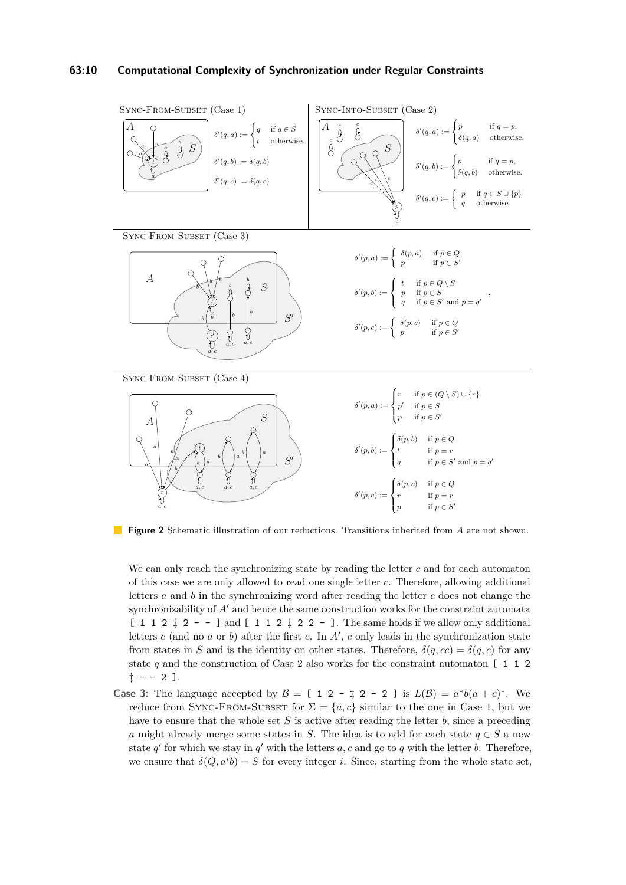Sync-From-Subset (Case 1)

$$\delta'(q,a) := \begin{cases} q & \text{if } q \in S \\ t & \text{otherwise.} \end{cases}$$

$$\delta'(q,b) := \delta(q,b)$$

$$\delta'(q,c) := \delta(q,c)$$

Sync-Into-Subset (Case 2)

$$\delta'(q,a) := \begin{cases} p & \text{if } q = p, \\ \delta(q,a) & \text{otherwise.} \end{cases}$$

$$\delta'(q,b) := \begin{cases} p & \text{if } q = p, \\ \delta(q,b) & \text{otherwise.} \end{cases}$$

$$\delta'(q,c) := \begin{cases} p & \text{if } q \in S \cup \{p\} \\ q & \text{otherwise.} \end{cases}$$

Sync-From-Subset (Case 3)

$$\delta'(p,a) := \begin{cases} \delta(p,a) & \text{if } p \in Q \\ p & \text{if } p \in S' \end{cases}$$

$$\delta'(p,b) := \begin{cases} t & \text{if } p \in Q \setminus S \\ p & \text{if } p \in S \\ q & \text{if } p \in S' \text{ and } p = q' \end{cases},$$

$$\delta'(p,c) := \begin{cases} \delta(p,c) & \text{if } p \in Q \\ p & \text{if } p \in S' \end{cases}$$

Sync-From-Subset (Case 4)

$$\delta'(p,a) := \begin{cases} r & \text{if } p \in (Q \setminus S) \cup \{r\} \\ p' & \text{if } p \in S \\ p & \text{if } p \in S' \end{cases}$$

$$\delta'(p,b) := \begin{cases} \delta(p,b) & \text{if } p \in Q \\ t & \text{if } p = r \\ q & \text{if } p \in S' \text{ and } p = q' \end{cases}$$

$$\delta'(p,c) := \begin{cases} \delta(p,c) & \text{if } p \in Q \\ r & \text{if } p = r \\ p & \text{if } p \in S' \end{cases}$$

**Figure 2** Schematic illustration of our reductions. Transitions inherited from $A$ are not shown.

We can only reach the synchronizing state by reading the letter $c$ and for each automaton of this case we are only allowed to read one single letter $c$. Therefore, allowing additional letters $a$ and $b$ in the synchronizing word after reading the letter $c$ does not change the synchronizability of $A'$ and hence the same construction works for the constraint automata [ 1 1 2 ‡ 2 - - ] and [ 1 1 2 ‡ 2 2 - ]. The same holds if we allow only additional letters $c$ (and no $a$ or $b$) after the first $c$. In $A'$, $c$ only leads in the synchronization state from states in $S$ and is the identity on other states. Therefore, $\delta(q, cc) = \delta(q, c)$ for any state $q$ and the construction of Case 2 also works for the constraint automaton [ 1 1 2 ‡ - - 2 ].

**Case 3:** The language accepted by $\mathcal{B}$ = [ 1 2 - ‡ 2 - 2 ] is $L(\mathcal{B}) = a^*b(a+c)^*$. We reduce from Sync-From-Subset for $\Sigma = \{a, c\}$ similar to the one in Case 1, but we have to ensure that the whole set $S$ is active after reading the letter $b$, since a preceding $a$ might already merge some states in $S$. The idea is to add for each state $q \in S$ a new state $q'$ for which we stay in $q'$ with the letters $a, c$ and go to $q$ with the letter $b$. Therefore, we ensure that $\delta(Q, a^i b) = S$ for every integer $i$. Since, starting from the whole state set,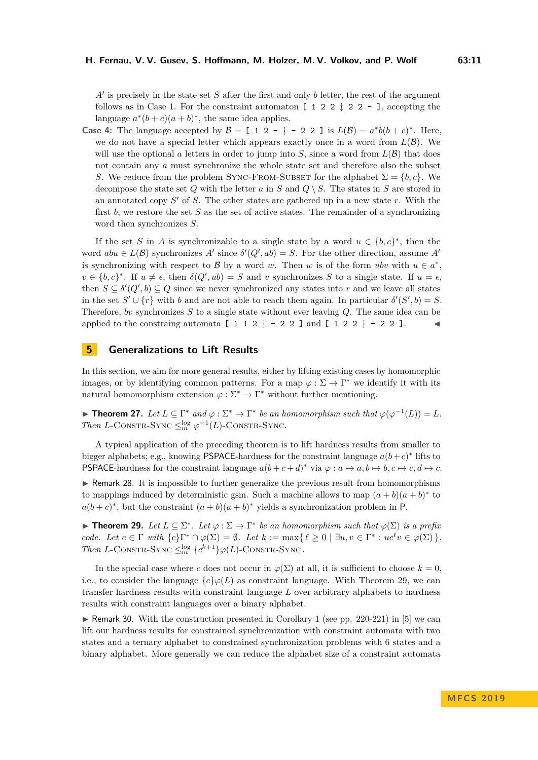$A'$ is precisely in the state set $S$ after the first and only $b$ letter, the rest of the argument follows as in Case 1. For the constraint automaton [ 1 2 2 ‡ 2 2 - ], accepting the language $a^*(b+c)(a+b)^*$, the same idea applies.

**Case 4:** The language accepted by $\mathcal{B} =$ [ 1 2 - ‡ - 2 2 ] is $L(\mathcal{B}) = a^*b(b+c)^*$. Here, we do not have a special letter which appears exactly once in a word from $L(\mathcal{B})$. We will use the optional $a$ letters in order to jump into $S$, since a word from $L(\mathcal{B})$ that does not contain any $a$ must synchronize the whole state set and therefore also the subset $S$. We reduce from the problem SYNC-FROM-SUBSET for the alphabet $\Sigma = \{b, c\}$. We decompose the state set $Q$ with the letter $a$ in $S$ and $Q \setminus S$. The states in $S$ are stored in an annotated copy $S'$ of $S$. The other states are gathered up in a new state $r$. With the first $b$, we restore the set $S$ as the set of active states. The remainder of a synchronizing word then synchronizes $S$.

If the set $S$ in $A$ is synchronizable to a single state by a word $u \in \{b, c\}^*$, then the word $abu \in L(\mathcal{B})$ synchronizes $A'$ since $\delta'(Q', ab) = S$. For the other direction, assume $A'$ is synchronizing with respect to $\mathcal{B}$ by a word $w$. Then $w$ is of the form $ubv$ with $u \in a^*$, $v \in \{b, c\}^*$. If $u \neq \epsilon$, then $\delta(Q', ub) = S$ and $v$ synchronizes $S$ to a single state. If $u = \epsilon$, then $S \subseteq \delta'(Q', b) \subseteq Q$ since we never synchronized any states into $r$ and we leave all states in the set $S' \cup \{r\}$ with $b$ and are not able to reach them again. In particular $\delta'(S', b) = S$. Therefore, $bv$ synchronizes $S$ to a single state without ever leaving $Q$. The same idea can be applied to the constraing automata [ 1 1 2 ‡ - 2 2 ] and [ 1 2 2 ‡ - 2 2 ]. ◀

## 5 Generalizations to Lift Results

In this section, we aim for more general results, either by lifting existing cases by homomorphic images, or by identifying common patterns. For a map $\varphi : \Sigma \to \Gamma^*$ we identify it with its natural homomorphism extension $\varphi : \Sigma^* \to \Gamma^*$ without further mentioning.

▶ **Theorem 27.** *Let $L \subseteq \Gamma^*$ and $\varphi : \Sigma^* \to \Gamma^*$ be an homomorphism such that $\varphi(\varphi^{-1}(L)) = L$. Then $L$-CONSTR-SYNC $\leq_m^{\log}$ $\varphi^{-1}(L)$-CONSTR-SYNC.*

A typical application of the preceding theorem is to lift hardness results from smaller to bigger alphabets; e.g., knowing PSPACE-hardness for the constraint language $a(b+c)^*$ lifts to PSPACE-hardness for the constraint language $a(b+c+d)^*$ via $\varphi : a \mapsto a, b \mapsto b, c \mapsto c, d \mapsto c$.

▶ Remark 28. It is impossible to further generalize the previous result from homomorphisms to mappings induced by deterministic gsm. Such a machine allows to map $(a+b)(a+b)^*$ to $a(b+c)^*$, but the constraint $(a+b)(a+b)^*$ yields a synchronization problem in P.

▶ **Theorem 29.** *Let $L \subseteq \Sigma^*$. Let $\varphi : \Sigma \to \Gamma^*$ be an homomorphism such that $\varphi(\Sigma)$ is a prefix code. Let $c \in \Gamma$ with $\{c\}\Gamma^* \cap \varphi(\Sigma) = \emptyset$. Let $k := \max\{\ \ell \geq 0 \mid \exists u, v \in \Gamma^* : uc^\ell v \in \varphi(\Sigma)\ \}$. Then $L$-CONSTR-SYNC $\leq_m^{\log}$ $\{c^{k+1}\}\varphi(L)$-CONSTR-SYNC.*

In the special case where $c$ does not occur in $\varphi(\Sigma)$ at all, it is sufficient to choose $k = 0$, i.e., to consider the language $\{c\}\varphi(L)$ as constraint language. With Theorem 29, we can transfer hardness results with constraint language $L$ over arbitrary alphabets to hardness results with constraint languages over a binary alphabet.

▶ Remark 30. With the construction presented in Corollary 1 (see pp. 220-221) in [5] we can lift our hardness results for constrained synchronization with constraint automata with two states and a ternary alphabet to constrained synchronization problems with 6 states and a binary alphabet. More generally we can reduce the alphabet size of a constraint automata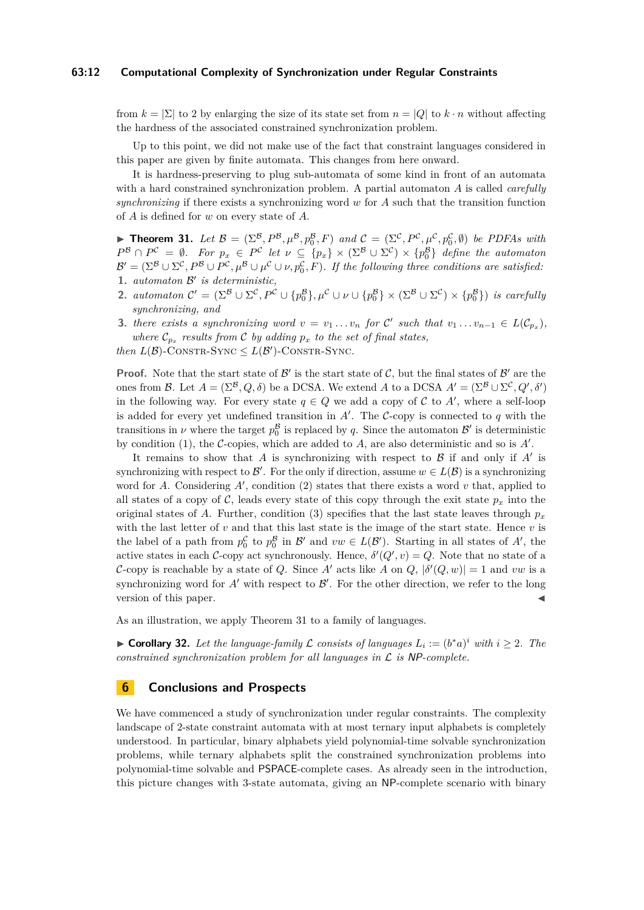from $k = |\Sigma|$ to 2 by enlarging the size of its state set from $n = |Q|$ to $k \cdot n$ without affecting the hardness of the associated constrained synchronization problem.

Up to this point, we did not make use of the fact that constraint languages considered in this paper are given by finite automata. This changes from here onward.

It is hardness-preserving to plug sub-automata of some kind in front of an automata with a hard constrained synchronization problem. A partial automaton $A$ is called *carefully synchronizing* if there exists a synchronizing word $w$ for $A$ such that the transition function of $A$ is defined for $w$ on every state of $A$.

▶ **Theorem 31.** *Let $\mathcal{B} = (\Sigma^{\mathcal{B}}, P^{\mathcal{B}}, \mu^{\mathcal{B}}, p_0^{\mathcal{B}}, F)$ and $\mathcal{C} = (\Sigma^{\mathcal{C}}, P^{\mathcal{C}}, \mu^{\mathcal{C}}, p_0^{\mathcal{C}}, \emptyset)$ be PDFAs with $P^{\mathcal{B}} \cap P^{\mathcal{C}} = \emptyset$. For $p_x \in P^{\mathcal{C}}$ let $\nu \subseteq \{p_x\} \times (\Sigma^{\mathcal{B}} \cup \Sigma^{\mathcal{C}}) \times \{p_0^{\mathcal{B}}\}$ define the automaton $\mathcal{B}' = (\Sigma^{\mathcal{B}} \cup \Sigma^{\mathcal{C}}, P^{\mathcal{B}} \cup P^{\mathcal{C}}, \mu^{\mathcal{B}} \cup \mu^{\mathcal{C}} \cup \nu, p_0^{\mathcal{C}}, F)$. If the following three conditions are satisfied:*

1. *automaton $\mathcal{B}'$ is deterministic,*
2. *automaton $\mathcal{C}' = (\Sigma^{\mathcal{B}} \cup \Sigma^{\mathcal{C}}, P^{\mathcal{C}} \cup \{p_0^{\mathcal{B}}\}, \mu^{\mathcal{C}} \cup \nu \cup \{p_0^{\mathcal{B}}\} \times (\Sigma^{\mathcal{B}} \cup \Sigma^{\mathcal{C}}) \times \{p_0^{\mathcal{B}}\})$ is carefully synchronizing, and*
3. *there exists a synchronizing word $v = v_1 \ldots v_n$ for $\mathcal{C}'$ such that $v_1 \ldots v_{n-1} \in L(\mathcal{C}_{p_x})$, where $\mathcal{C}_{p_x}$ results from $\mathcal{C}$ by adding $p_x$ to the set of final states,*

*then $L(\mathcal{B})$-Constr-Sync $\leq L(\mathcal{B}')$-Constr-Sync.*

**Proof.** Note that the start state of $\mathcal{B}'$ is the start state of $\mathcal{C}$, but the final states of $\mathcal{B}'$ are the ones from $\mathcal{B}$. Let $A = (\Sigma^{\mathcal{B}}, Q, \delta)$ be a DCSA. We extend $A$ to a DCSA $A' = (\Sigma^{\mathcal{B}} \cup \Sigma^{\mathcal{C}}, Q', \delta')$ in the following way. For every state $q \in Q$ we add a copy of $\mathcal{C}$ to $A'$, where a self-loop is added for every yet undefined transition in $A'$. The $\mathcal{C}$-copy is connected to $q$ with the transitions in $\nu$ where the target $p_0^{\mathcal{B}}$ is replaced by $q$. Since the automaton $\mathcal{B}'$ is deterministic by condition (1), the $\mathcal{C}$-copies, which are added to $A$, are also deterministic and so is $A'$.

It remains to show that $A$ is synchronizing with respect to $\mathcal{B}$ if and only if $A'$ is synchronizing with respect to $\mathcal{B}'$. For the only if direction, assume $w \in L(\mathcal{B})$ is a synchronizing word for $A$. Considering $A'$, condition (2) states that there exists a word $v$ that, applied to all states of a copy of $\mathcal{C}$, leads every state of this copy through the exit state $p_x$ into the original states of $A$. Further, condition (3) specifies that the last state leaves through $p_x$ with the last letter of $v$ and that this last state is the image of the start state. Hence $v$ is the label of a path from $p_0^{\mathcal{C}}$ to $p_0^{\mathcal{B}}$ in $\mathcal{B}'$ and $vw \in L(\mathcal{B}')$. Starting in all states of $A'$, the active states in each $\mathcal{C}$-copy act synchronously. Hence, $\delta'(Q', v) = Q$. Note that no state of a $\mathcal{C}$-copy is reachable by a state of $Q$. Since $A'$ acts like $A$ on $Q$, $|\delta'(Q, w)| = 1$ and $vw$ is a synchronizing word for $A'$ with respect to $\mathcal{B}'$. For the other direction, we refer to the long version of this paper. ◀

As an illustration, we apply Theorem 31 to a family of languages.

▶ **Corollary 32.** *Let the language-family $\mathcal{L}$ consists of languages $L_i := (b^*a)^i$ with $i \geq 2$. The constrained synchronization problem for all languages in $\mathcal{L}$ is* NP*-complete.*

## 6 Conclusions and Prospects

We have commenced a study of synchronization under regular constraints. The complexity landscape of 2-state constraint automata with at most ternary input alphabets is completely understood. In particular, binary alphabets yield polynomial-time solvable synchronization problems, while ternary alphabets split the constrained synchronization problems into polynomial-time solvable and PSPACE-complete cases. As already seen in the introduction, this picture changes with 3-state automata, giving an NP-complete scenario with binary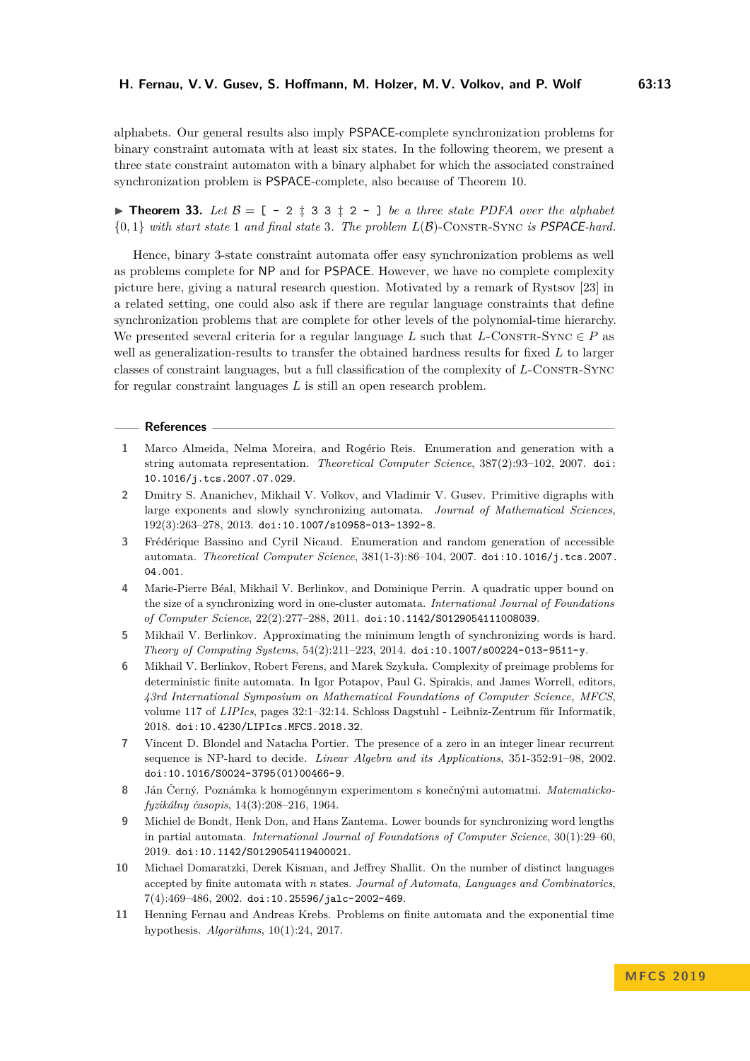alphabets. Our general results also imply PSPACE-complete synchronization problems for binary constraint automata with at least six states. In the following theorem, we present a three state constraint automaton with a binary alphabet for which the associated constrained synchronization problem is PSPACE-complete, also because of Theorem 10.

▶ **Theorem 33.** *Let $\mathcal{B}$ = [ - 2 ‡ 3 3 ‡ 2 - ] be a three state PDFA over the alphabet $\{0, 1\}$ with start state 1 and final state 3. The problem $L(\mathcal{B})$-Constr-Sync is PSPACE-hard.*

Hence, binary 3-state constraint automata offer easy synchronization problems as well as problems complete for NP and for PSPACE. However, we have no complete complexity picture here, giving a natural research question. Motivated by a remark of Rystsov [23] in a related setting, one could also ask if there are regular language constraints that define synchronization problems that are complete for other levels of the polynomial-time hierarchy. We presented several criteria for a regular language $L$ such that $L$-Constr-Sync $\in P$ as well as generalization-results to transfer the obtained hardness results for fixed $L$ to larger classes of constraint languages, but a full classification of the complexity of $L$-Constr-Sync for regular constraint languages $L$ is still an open research problem.

## References

1. Marco Almeida, Nelma Moreira, and Rogério Reis. Enumeration and generation with a string automata representation. *Theoretical Computer Science*, 387(2):93–102, 2007. doi:10.1016/j.tcs.2007.07.029.
2. Dmitry S. Ananichev, Mikhail V. Volkov, and Vladimir V. Gusev. Primitive digraphs with large exponents and slowly synchronizing automata. *Journal of Mathematical Sciences*, 192(3):263–278, 2013. doi:10.1007/s10958-013-1392-8.
3. Frédérique Bassino and Cyril Nicaud. Enumeration and random generation of accessible automata. *Theoretical Computer Science*, 381(1-3):86–104, 2007. doi:10.1016/j.tcs.2007.04.001.
4. Marie-Pierre Béal, Mikhail V. Berlinkov, and Dominique Perrin. A quadratic upper bound on the size of a synchronizing word in one-cluster automata. *International Journal of Foundations of Computer Science*, 22(2):277–288, 2011. doi:10.1142/S0129054111008039.
5. Mikhail V. Berlinkov. Approximating the minimum length of synchronizing words is hard. *Theory of Computing Systems*, 54(2):211–223, 2014. doi:10.1007/s00224-013-9511-y.
6. Mikhail V. Berlinkov, Robert Ferens, and Marek Szykuła. Complexity of preimage problems for deterministic finite automata. In Igor Potapov, Paul G. Spirakis, and James Worrell, editors, *43rd International Symposium on Mathematical Foundations of Computer Science, MFCS*, volume 117 of *LIPIcs*, pages 32:1–32:14. Schloss Dagstuhl - Leibniz-Zentrum für Informatik, 2018. doi:10.4230/LIPIcs.MFCS.2018.32.
7. Vincent D. Blondel and Natacha Portier. The presence of a zero in an integer linear recurrent sequence is NP-hard to decide. *Linear Algebra and its Applications*, 351-352:91–98, 2002. doi:10.1016/S0024-3795(01)00466-9.
8. Ján Černý. Poznámka k homogénnym experimentom s konečnými automatmi. *Matematicko-fyzikálny časopis*, 14(3):208–216, 1964.
9. Michiel de Bondt, Henk Don, and Hans Zantema. Lower bounds for synchronizing word lengths in partial automata. *International Journal of Foundations of Computer Science*, 30(1):29–60, 2019. doi:10.1142/S0129054119400021.
10. Michael Domaratzki, Derek Kisman, and Jeffrey Shallit. On the number of distinct languages accepted by finite automata with $n$ states. *Journal of Automata, Languages and Combinatorics*, 7(4):469–486, 2002. doi:10.25596/jalc-2002-469.
11. Henning Fernau and Andreas Krebs. Problems on finite automata and the exponential time hypothesis. *Algorithms*, 10(1):24, 2017.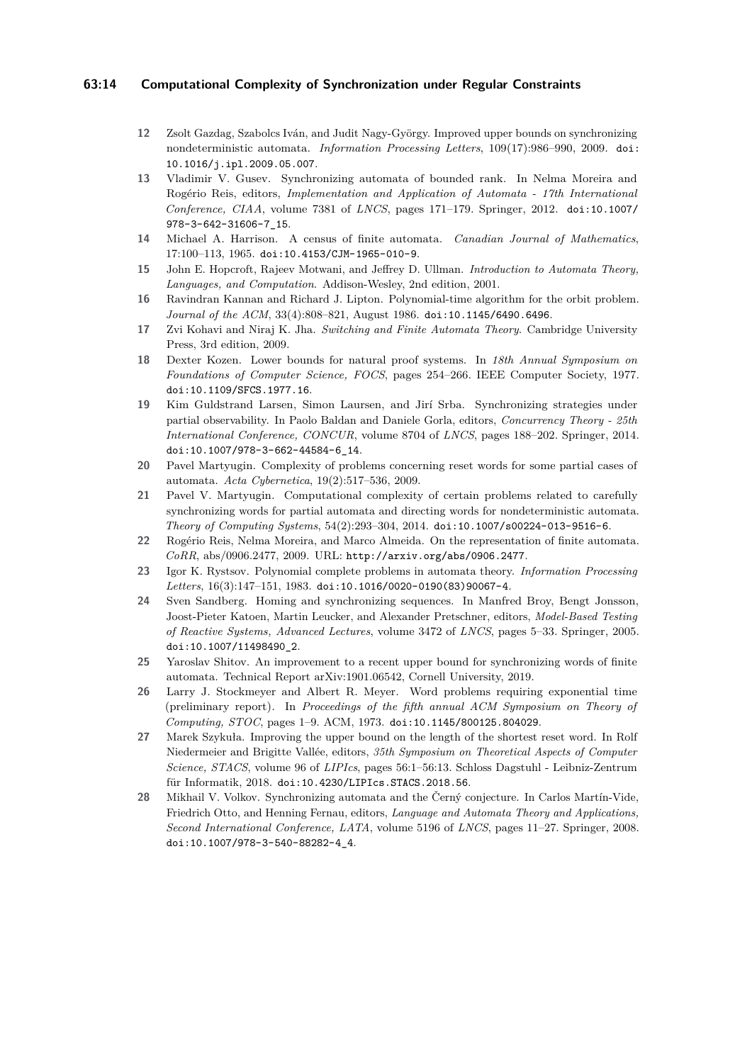12 Zsolt Gazdag, Szabolcs Iván, and Judit Nagy-György. Improved upper bounds on synchronizing nondeterministic automata. *Information Processing Letters*, 109(17):986–990, 2009. doi:10.1016/j.ipl.2009.05.007.

13 Vladimir V. Gusev. Synchronizing automata of bounded rank. In Nelma Moreira and Rogério Reis, editors, *Implementation and Application of Automata - 17th International Conference, CIAA*, volume 7381 of *LNCS*, pages 171–179. Springer, 2012. doi:10.1007/978-3-642-31606-7_15.

14 Michael A. Harrison. A census of finite automata. *Canadian Journal of Mathematics*, 17:100–113, 1965. doi:10.4153/CJM-1965-010-9.

15 John E. Hopcroft, Rajeev Motwani, and Jeffrey D. Ullman. *Introduction to Automata Theory, Languages, and Computation*. Addison-Wesley, 2nd edition, 2001.

16 Ravindran Kannan and Richard J. Lipton. Polynomial-time algorithm for the orbit problem. *Journal of the ACM*, 33(4):808–821, August 1986. doi:10.1145/6490.6496.

17 Zvi Kohavi and Niraj K. Jha. *Switching and Finite Automata Theory*. Cambridge University Press, 3rd edition, 2009.

18 Dexter Kozen. Lower bounds for natural proof systems. In *18th Annual Symposium on Foundations of Computer Science, FOCS*, pages 254–266. IEEE Computer Society, 1977. doi:10.1109/SFCS.1977.16.

19 Kim Guldstrand Larsen, Simon Laursen, and Jirí Srba. Synchronizing strategies under partial observability. In Paolo Baldan and Daniele Gorla, editors, *Concurrency Theory - 25th International Conference, CONCUR*, volume 8704 of *LNCS*, pages 188–202. Springer, 2014. doi:10.1007/978-3-662-44584-6_14.

20 Pavel Martyugin. Complexity of problems concerning reset words for some partial cases of automata. *Acta Cybernetica*, 19(2):517–536, 2009.

21 Pavel V. Martyugin. Computational complexity of certain problems related to carefully synchronizing words for partial automata and directing words for nondeterministic automata. *Theory of Computing Systems*, 54(2):293–304, 2014. doi:10.1007/s00224-013-9516-6.

22 Rogério Reis, Nelma Moreira, and Marco Almeida. On the representation of finite automata. *CoRR*, abs/0906.2477, 2009. URL: http://arxiv.org/abs/0906.2477.

23 Igor K. Rystsov. Polynomial complete problems in automata theory. *Information Processing Letters*, 16(3):147–151, 1983. doi:10.1016/0020-0190(83)90067-4.

24 Sven Sandberg. Homing and synchronizing sequences. In Manfred Broy, Bengt Jonsson, Joost-Pieter Katoen, Martin Leucker, and Alexander Pretschner, editors, *Model-Based Testing of Reactive Systems, Advanced Lectures*, volume 3472 of *LNCS*, pages 5–33. Springer, 2005. doi:10.1007/11498490_2.

25 Yaroslav Shitov. An improvement to a recent upper bound for synchronizing words of finite automata. Technical Report arXiv:1901.06542, Cornell University, 2019.

26 Larry J. Stockmeyer and Albert R. Meyer. Word problems requiring exponential time (preliminary report). In *Proceedings of the fifth annual ACM Symposium on Theory of Computing, STOC*, pages 1–9. ACM, 1973. doi:10.1145/800125.804029.

27 Marek Szykuła. Improving the upper bound on the length of the shortest reset word. In Rolf Niedermeier and Brigitte Vallée, editors, *35th Symposium on Theoretical Aspects of Computer Science, STACS*, volume 96 of *LIPIcs*, pages 56:1–56:13. Schloss Dagstuhl - Leibniz-Zentrum für Informatik, 2018. doi:10.4230/LIPIcs.STACS.2018.56.

28 Mikhail V. Volkov. Synchronizing automata and the Černý conjecture. In Carlos Martín-Vide, Friedrich Otto, and Henning Fernau, editors, *Language and Automata Theory and Applications, Second International Conference, LATA*, volume 5196 of *LNCS*, pages 11–27. Springer, 2008. doi:10.1007/978-3-540-88282-4_4.